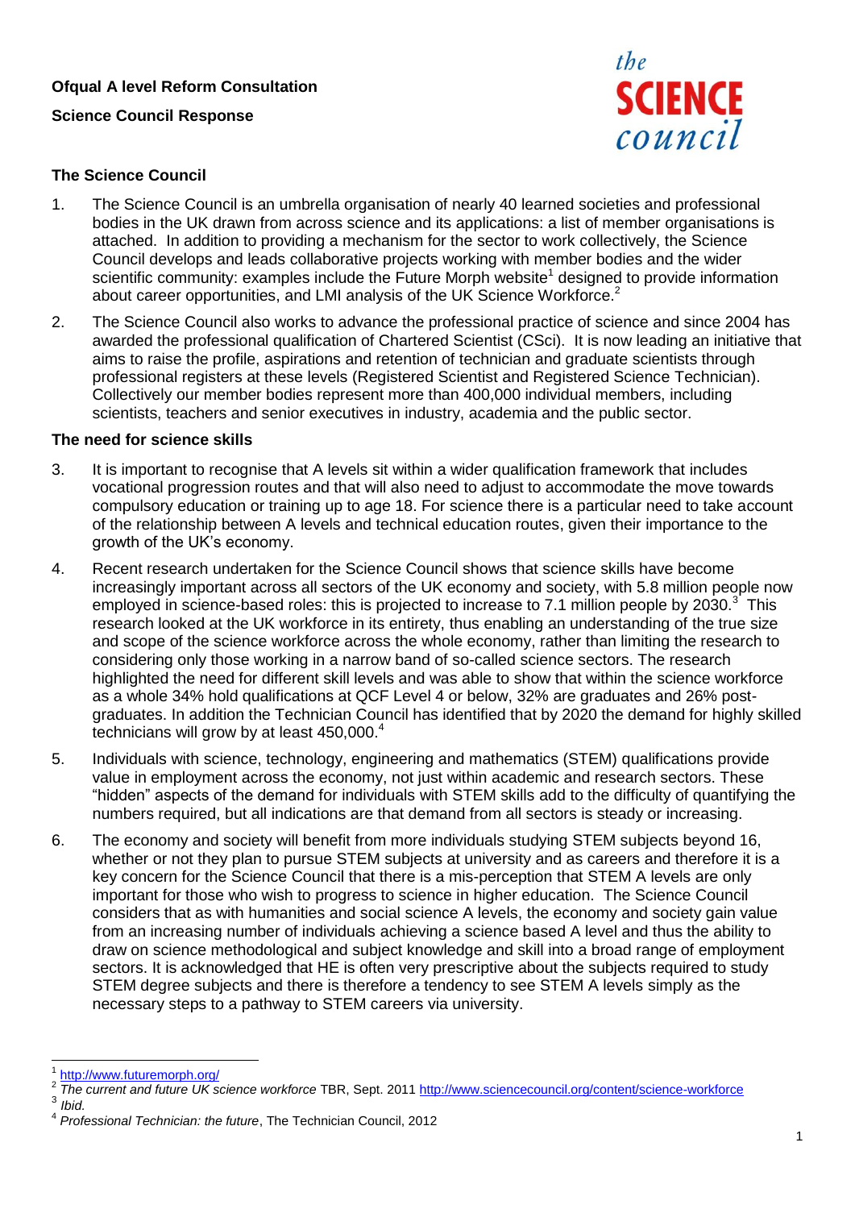**Ofqual A level Reform Consultation**

**Science Council Response**

### The Science Council

1. The Science Council is an umbrella organisation of nearly 40 learned societies and professional bodies in the UK drawn from across science and its applications: a list of member organisations is attached. In addition to providing a mechanism for the sector to work collectively, the Science Council develops and leads collaborative projects working with member bodies and the wider scientific community: examples include the Future Morph website[1] designed to provide information about career opportunities, and LMI analysis of the UK Science Workforce.[2]

2. The Science Council also works to advance the professional practice of science and since 2004 has awarded the professional qualification of Chartered Scientist (CSci). It is now leading an initiative that aims to raise the profile, aspirations and retention of technician and graduate scientists through professional registers at these levels (Registered Scientist and Registered Science Technician). Collectively our member bodies represent more than 400,000 individual members, including scientists, teachers and senior executives in industry, academia and the public sector.

### The need for science skills

3. It is important to recognise that A levels sit within a wider qualification framework that includes vocational progression routes and that will also need to adjust to accommodate the move towards compulsory education or training up to age 18. For science there is a particular need to take account of the relationship between A levels and technical education routes, given their importance to the growth of the UK's economy.

4. Recent research undertaken for the Science Council shows that science skills have become increasingly important across all sectors of the UK economy and society, with 5.8 million people now employed in science-based roles: this is projected to increase to 7.1 million people by 2030.[3] This research looked at the UK workforce in its entirety, thus enabling an understanding of the true size and scope of the science workforce across the whole economy, rather than limiting the research to considering only those working in a narrow band of so-called science sectors. The research highlighted the need for different skill levels and was able to show that within the science workforce as a whole 34% hold qualifications at QCF Level 4 or below, 32% are graduates and 26% post-graduates. In addition the Technician Council has identified that by 2020 the demand for highly skilled technicians will grow by at least 450,000.[4]

5. Individuals with science, technology, engineering and mathematics (STEM) qualifications provide value in employment across the economy, not just within academic and research sectors. These "hidden" aspects of the demand for individuals with STEM skills add to the difficulty of quantifying the numbers required, but all indications are that demand from all sectors is steady or increasing.

6. The economy and society will benefit from more individuals studying STEM subjects beyond 16, whether or not they plan to pursue STEM subjects at university and as careers and therefore it is a key concern for the Science Council that there is a mis-perception that STEM A levels are only important for those who wish to progress to science in higher education. The Science Council considers that as with humanities and social science A levels, the economy and society gain value from an increasing number of individuals achieving a science based A level and thus the ability to draw on science methodological and subject knowledge and skill into a broad range of employment sectors. It is acknowledged that HE is often very prescriptive about the subjects required to study STEM degree subjects and there is therefore a tendency to see STEM A levels simply as the necessary steps to a pathway to STEM careers via university.

---

[1] http://www.futuremorph.org/

[2] *The current and future UK science workforce* TBR, Sept. 2011 http://www.sciencecouncil.org/content/science-workforce

[3] *Ibid.*

[4] *Professional Technician: the future*, The Technician Council, 2012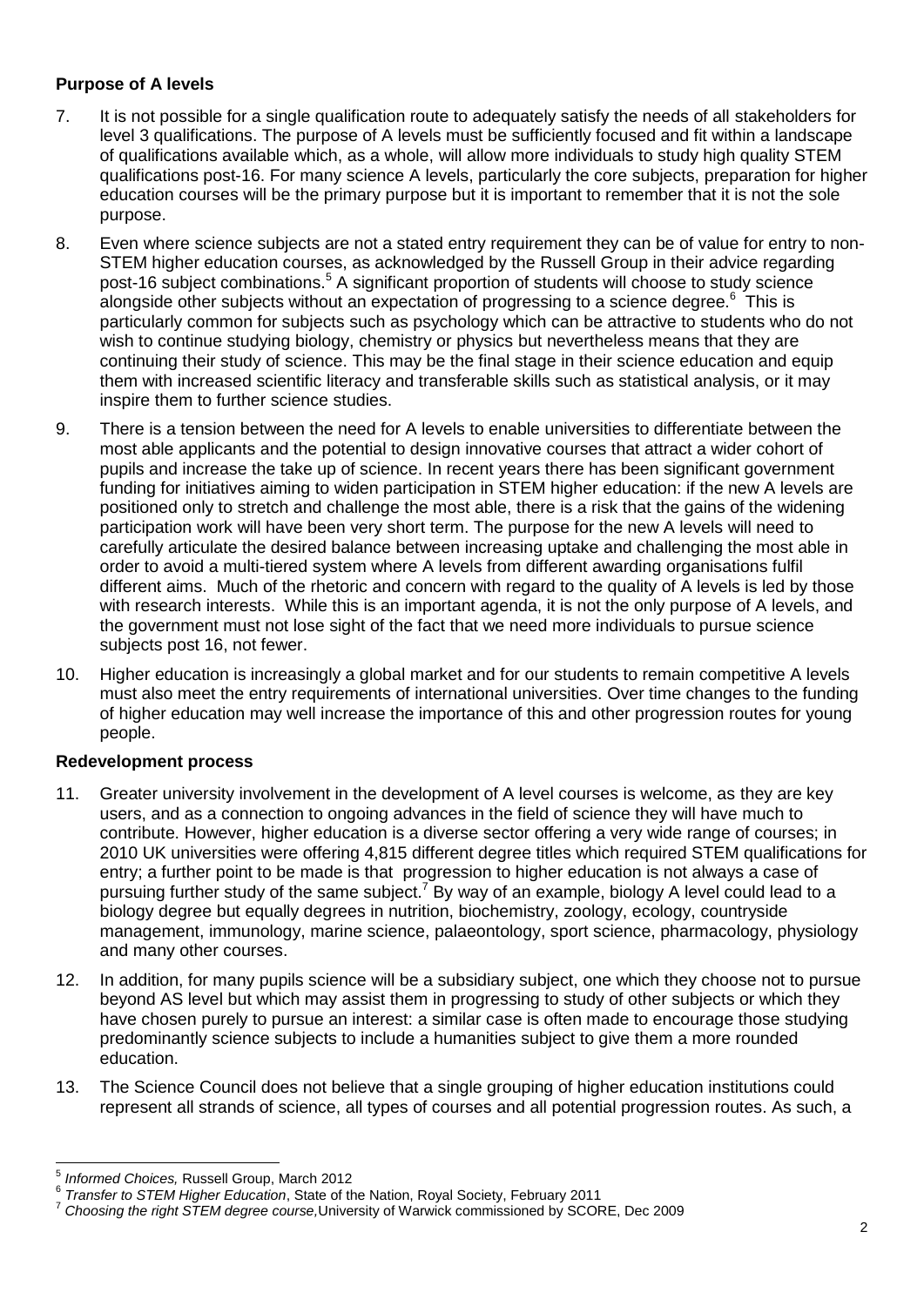**Purpose of A levels**

7. It is not possible for a single qualification route to adequately satisfy the needs of all stakeholders for level 3 qualifications. The purpose of A levels must be sufficiently focused and fit within a landscape of qualifications available which, as a whole, will allow more individuals to study high quality STEM qualifications post-16. For many science A levels, particularly the core subjects, preparation for higher education courses will be the primary purpose but it is important to remember that it is not the sole purpose.

8. Even where science subjects are not a stated entry requirement they can be of value for entry to non-STEM higher education courses, as acknowledged by the Russell Group in their advice regarding post-16 subject combinations.[5] A significant proportion of students will choose to study science alongside other subjects without an expectation of progressing to a science degree.[6] This is particularly common for subjects such as psychology which can be attractive to students who do not wish to continue studying biology, chemistry or physics but nevertheless means that they are continuing their study of science. This may be the final stage in their science education and equip them with increased scientific literacy and transferable skills such as statistical analysis, or it may inspire them to further science studies.

9. There is a tension between the need for A levels to enable universities to differentiate between the most able applicants and the potential to design innovative courses that attract a wider cohort of pupils and increase the take up of science. In recent years there has been significant government funding for initiatives aiming to widen participation in STEM higher education: if the new A levels are positioned only to stretch and challenge the most able, there is a risk that the gains of the widening participation work will have been very short term. The purpose for the new A levels will need to carefully articulate the desired balance between increasing uptake and challenging the most able in order to avoid a multi-tiered system where A levels from different awarding organisations fulfil different aims. Much of the rhetoric and concern with regard to the quality of A levels is led by those with research interests. While this is an important agenda, it is not the only purpose of A levels, and the government must not lose sight of the fact that we need more individuals to pursue science subjects post 16, not fewer.

10. Higher education is increasingly a global market and for our students to remain competitive A levels must also meet the entry requirements of international universities. Over time changes to the funding of higher education may well increase the importance of this and other progression routes for young people.

**Redevelopment process**

11. Greater university involvement in the development of A level courses is welcome, as they are key users, and as a connection to ongoing advances in the field of science they will have much to contribute. However, higher education is a diverse sector offering a very wide range of courses; in 2010 UK universities were offering 4,815 different degree titles which required STEM qualifications for entry; a further point to be made is that progression to higher education is not always a case of pursuing further study of the same subject.[7] By way of an example, biology A level could lead to a biology degree but equally degrees in nutrition, biochemistry, zoology, ecology, countryside management, immunology, marine science, palaeontology, sport science, pharmacology, physiology and many other courses.

12. In addition, for many pupils science will be a subsidiary subject, one which they choose not to pursue beyond AS level but which may assist them in progressing to study of other subjects or which they have chosen purely to pursue an interest: a similar case is often made to encourage those studying predominantly science subjects to include a humanities subject to give them a more rounded education.

13. The Science Council does not believe that a single grouping of higher education institutions could represent all strands of science, all types of courses and all potential progression routes. As such, a

---

[5] *Informed Choices,* Russell Group, March 2012

[6] *Transfer to STEM Higher Education*, State of the Nation, Royal Society, February 2011

[7] *Choosing the right STEM degree course,* University of Warwick commissioned by SCORE, Dec 2009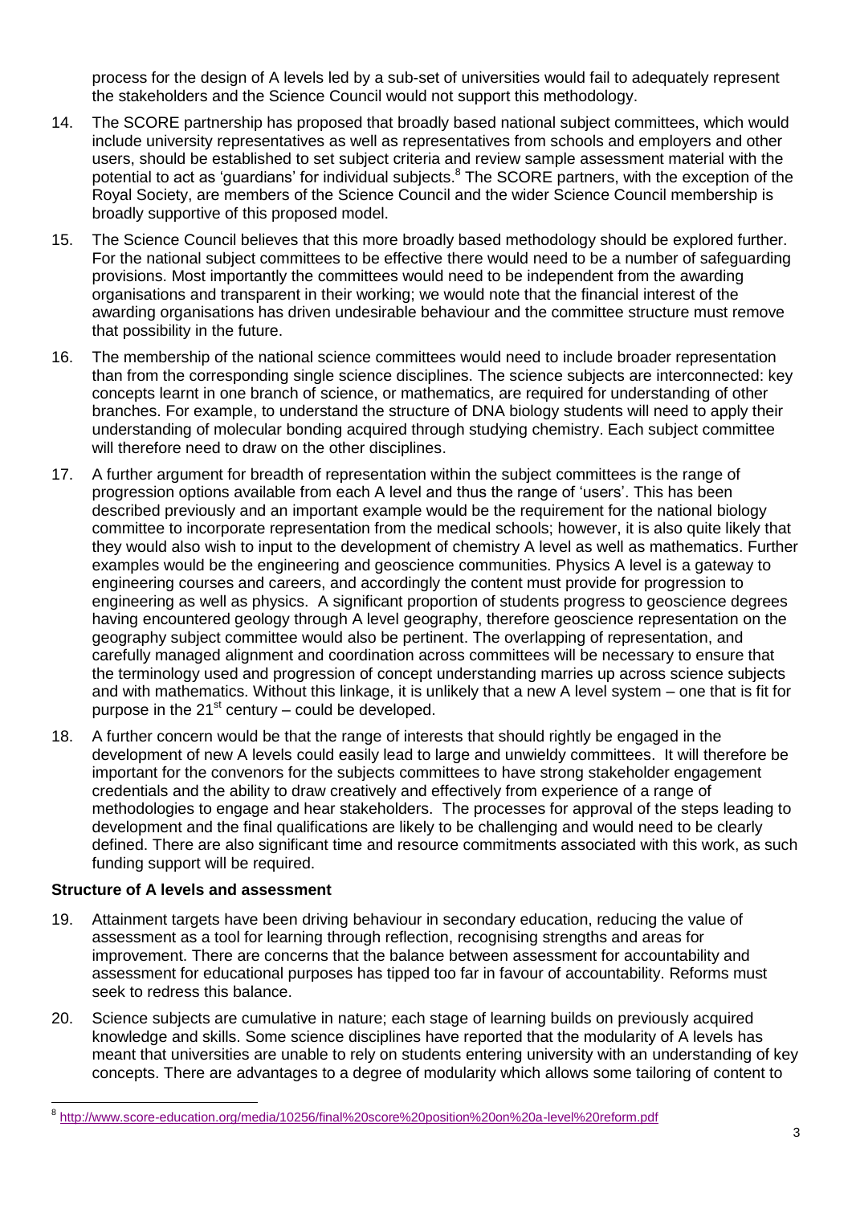process for the design of A levels led by a sub-set of universities would fail to adequately represent the stakeholders and the Science Council would not support this methodology.

14. The SCORE partnership has proposed that broadly based national subject committees, which would include university representatives as well as representatives from schools and employers and other users, should be established to set subject criteria and review sample assessment material with the potential to act as 'guardians' for individual subjects.[8] The SCORE partners, with the exception of the Royal Society, are members of the Science Council and the wider Science Council membership is broadly supportive of this proposed model.

15. The Science Council believes that this more broadly based methodology should be explored further. For the national subject committees to be effective there would need to be a number of safeguarding provisions. Most importantly the committees would need to be independent from the awarding organisations and transparent in their working; we would note that the financial interest of the awarding organisations has driven undesirable behaviour and the committee structure must remove that possibility in the future.

16. The membership of the national science committees would need to include broader representation than from the corresponding single science disciplines. The science subjects are interconnected: key concepts learnt in one branch of science, or mathematics, are required for understanding of other branches. For example, to understand the structure of DNA biology students will need to apply their understanding of molecular bonding acquired through studying chemistry. Each subject committee will therefore need to draw on the other disciplines.

17. A further argument for breadth of representation within the subject committees is the range of progression options available from each A level and thus the range of 'users'. This has been described previously and an important example would be the requirement for the national biology committee to incorporate representation from the medical schools; however, it is also quite likely that they would also wish to input to the development of chemistry A level as well as mathematics. Further examples would be the engineering and geoscience communities. Physics A level is a gateway to engineering courses and careers, and accordingly the content must provide for progression to engineering as well as physics. A significant proportion of students progress to geoscience degrees having encountered geology through A level geography, therefore geoscience representation on the geography subject committee would also be pertinent. The overlapping of representation, and carefully managed alignment and coordination across committees will be necessary to ensure that the terminology used and progression of concept understanding marries up across science subjects and with mathematics. Without this linkage, it is unlikely that a new A level system – one that is fit for purpose in the 21st century – could be developed.

18. A further concern would be that the range of interests that should rightly be engaged in the development of new A levels could easily lead to large and unwieldy committees. It will therefore be important for the convenors for the subjects committees to have strong stakeholder engagement credentials and the ability to draw creatively and effectively from experience of a range of methodologies to engage and hear stakeholders. The processes for approval of the steps leading to development and the final qualifications are likely to be challenging and would need to be clearly defined. There are also significant time and resource commitments associated with this work, as such funding support will be required.

**Structure of A levels and assessment**

19. Attainment targets have been driving behaviour in secondary education, reducing the value of assessment as a tool for learning through reflection, recognising strengths and areas for improvement. There are concerns that the balance between assessment for accountability and assessment for educational purposes has tipped too far in favour of accountability. Reforms must seek to redress this balance.

20. Science subjects are cumulative in nature; each stage of learning builds on previously acquired knowledge and skills. Some science disciplines have reported that the modularity of A levels has meant that universities are unable to rely on students entering university with an understanding of key concepts. There are advantages to a degree of modularity which allows some tailoring of content to

[8] http://www.score-education.org/media/10256/final%20score%20position%20on%20a-level%20reform.pdf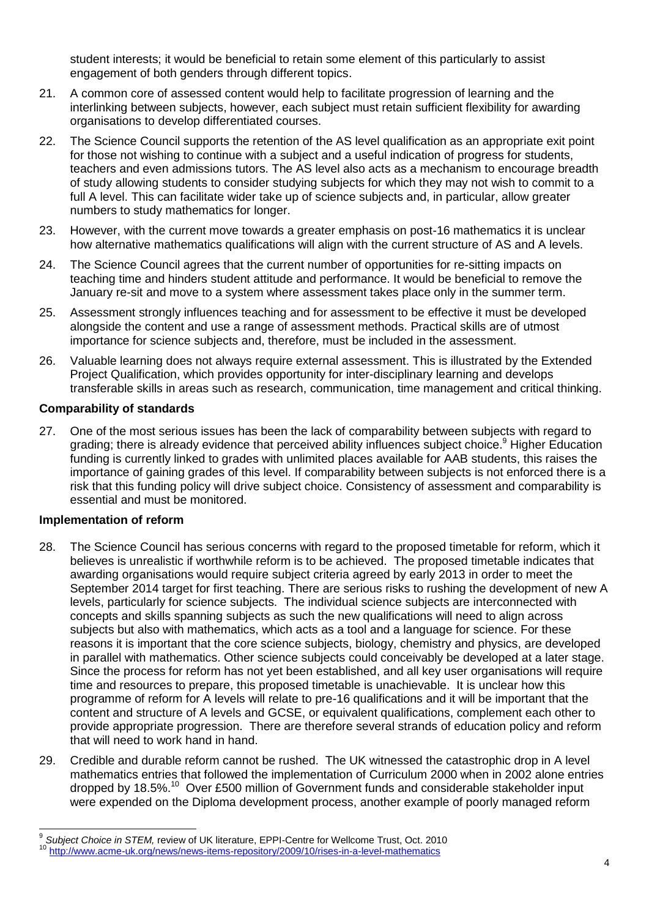student interests; it would be beneficial to retain some element of this particularly to assist engagement of both genders through different topics.

21. A common core of assessed content would help to facilitate progression of learning and the interlinking between subjects, however, each subject must retain sufficient flexibility for awarding organisations to develop differentiated courses.

22. The Science Council supports the retention of the AS level qualification as an appropriate exit point for those not wishing to continue with a subject and a useful indication of progress for students, teachers and even admissions tutors. The AS level also acts as a mechanism to encourage breadth of study allowing students to consider studying subjects for which they may not wish to commit to a full A level. This can facilitate wider take up of science subjects and, in particular, allow greater numbers to study mathematics for longer.

23. However, with the current move towards a greater emphasis on post-16 mathematics it is unclear how alternative mathematics qualifications will align with the current structure of AS and A levels.

24. The Science Council agrees that the current number of opportunities for re-sitting impacts on teaching time and hinders student attitude and performance. It would be beneficial to remove the January re-sit and move to a system where assessment takes place only in the summer term.

25. Assessment strongly influences teaching and for assessment to be effective it must be developed alongside the content and use a range of assessment methods. Practical skills are of utmost importance for science subjects and, therefore, must be included in the assessment.

26. Valuable learning does not always require external assessment. This is illustrated by the Extended Project Qualification, which provides opportunity for inter-disciplinary learning and develops transferable skills in areas such as research, communication, time management and critical thinking.

**Comparability of standards**

27. One of the most serious issues has been the lack of comparability between subjects with regard to grading; there is already evidence that perceived ability influences subject choice.[9] Higher Education funding is currently linked to grades with unlimited places available for AAB students, this raises the importance of gaining grades of this level. If comparability between subjects is not enforced there is a risk that this funding policy will drive subject choice. Consistency of assessment and comparability is essential and must be monitored.

**Implementation of reform**

28. The Science Council has serious concerns with regard to the proposed timetable for reform, which it believes is unrealistic if worthwhile reform is to be achieved. The proposed timetable indicates that awarding organisations would require subject criteria agreed by early 2013 in order to meet the September 2014 target for first teaching. There are serious risks to rushing the development of new A levels, particularly for science subjects. The individual science subjects are interconnected with concepts and skills spanning subjects as such the new qualifications will need to align across subjects but also with mathematics, which acts as a tool and a language for science. For these reasons it is important that the core science subjects, biology, chemistry and physics, are developed in parallel with mathematics. Other science subjects could conceivably be developed at a later stage. Since the process for reform has not yet been established, and all key user organisations will require time and resources to prepare, this proposed timetable is unachievable. It is unclear how this programme of reform for A levels will relate to pre-16 qualifications and it will be important that the content and structure of A levels and GCSE, or equivalent qualifications, complement each other to provide appropriate progression. There are therefore several strands of education policy and reform that will need to work hand in hand.

29. Credible and durable reform cannot be rushed. The UK witnessed the catastrophic drop in A level mathematics entries that followed the implementation of Curriculum 2000 when in 2002 alone entries dropped by 18.5%.[10] Over £500 million of Government funds and considerable stakeholder input were expended on the Diploma development process, another example of poorly managed reform

---

[9] *Subject Choice in STEM,* review of UK literature, EPPI-Centre for Wellcome Trust, Oct. 2010

[10] http://www.acme-uk.org/news/news-items-repository/2009/10/rises-in-a-level-mathematics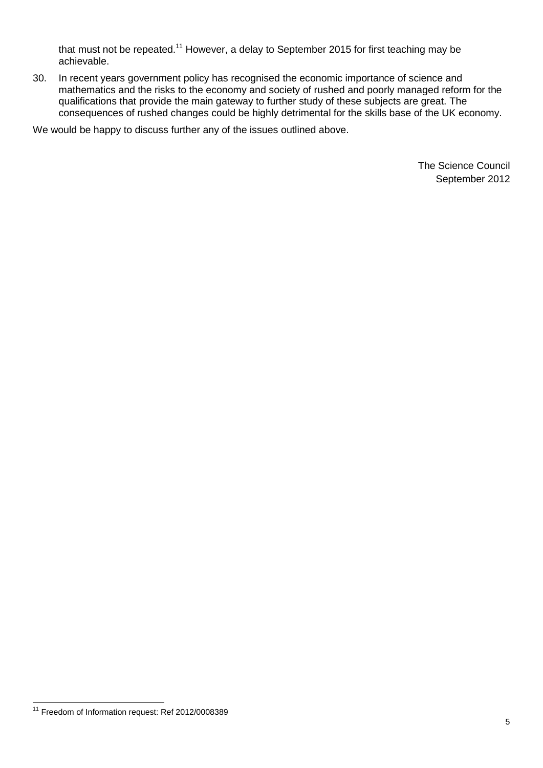that must not be repeated.[11] However, a delay to September 2015 for first teaching may be achievable.

30. In recent years government policy has recognised the economic importance of science and mathematics and the risks to the economy and society of rushed and poorly managed reform for the qualifications that provide the main gateway to further study of these subjects are great. The consequences of rushed changes could be highly detrimental for the skills base of the UK economy.

We would be happy to discuss further any of the issues outlined above.

The Science Council
September 2012

---

[11] Freedom of Information request: Ref 2012/0008389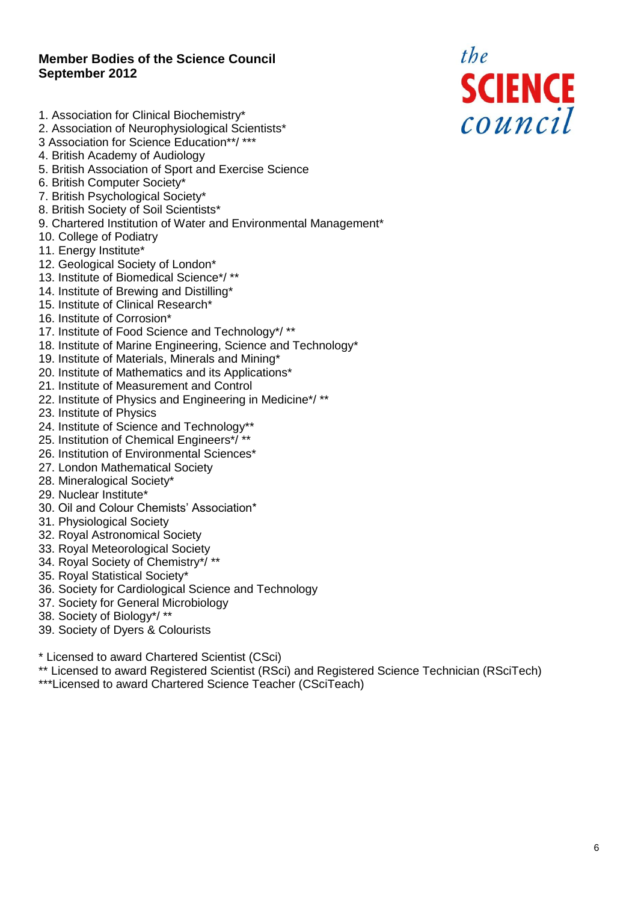**Member Bodies of the Science Council**
**September 2012**

the SCIENCE council

1. Association for Clinical Biochemistry*
2. Association of Neurophysiological Scientists*
3 Association for Science Education**/ ***
4. British Academy of Audiology
5. British Association of Sport and Exercise Science
6. British Computer Society*
7. British Psychological Society*
8. British Society of Soil Scientists*
9. Chartered Institution of Water and Environmental Management*
10. College of Podiatry
11. Energy Institute*
12. Geological Society of London*
13. Institute of Biomedical Science*/ **
14. Institute of Brewing and Distilling*
15. Institute of Clinical Research*
16. Institute of Corrosion*
17. Institute of Food Science and Technology*/ **
18. Institute of Marine Engineering, Science and Technology*
19. Institute of Materials, Minerals and Mining*
20. Institute of Mathematics and its Applications*
21. Institute of Measurement and Control
22. Institute of Physics and Engineering in Medicine*/ **
23. Institute of Physics
24. Institute of Science and Technology**
25. Institution of Chemical Engineers*/ **
26. Institution of Environmental Sciences*
27. London Mathematical Society
28. Mineralogical Society*
29. Nuclear Institute*
30. Oil and Colour Chemists' Association*
31. Physiological Society
32. Royal Astronomical Society
33. Royal Meteorological Society
34. Royal Society of Chemistry*/ **
35. Royal Statistical Society*
36. Society for Cardiological Science and Technology
37. Society for General Microbiology
38. Society of Biology*/ **
39. Society of Dyers & Colourists

\* Licensed to award Chartered Scientist (CSci)
** Licensed to award Registered Scientist (RSci) and Registered Science Technician (RSciTech)
***Licensed to award Chartered Science Teacher (CSciTeach)